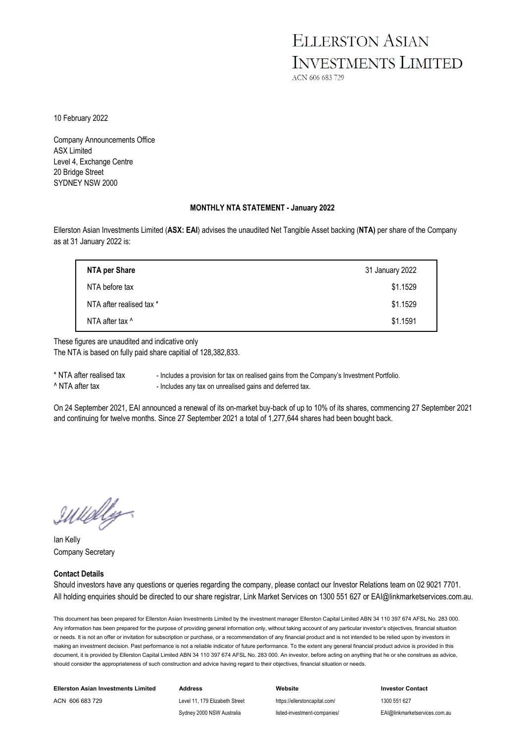# Ellerston Asian Investments Limited

ACN 606 683 729

10 February 2022

Company Announcements Office
ASX Limited
Level 4, Exchange Centre
20 Bridge Street
SYDNEY NSW 2000

**MONTHLY NTA STATEMENT - January 2022**

Ellerston Asian Investments Limited (**ASX: EAI**) advises the unaudited Net Tangible Asset backing (**NTA)** per share of the Company as at 31 January 2022 is:

| **NTA per Share** | 31 January 2022 |
|---|---|
| NTA before tax | $1.1529 |
| NTA after realised tax * | $1.1529 |
| NTA after tax ^ | $1.1591 |

These figures are unaudited and indicative only
The NTA is based on fully paid share capital of 128,382,833.

\* NTA after realised tax - Includes a provision for tax on realised gains from the Company's Investment Portfolio.
^ NTA after tax - Includes any tax on unrealised gains and deferred tax.

On 24 September 2021, EAI announced a renewal of its on-market buy-back of up to 10% of its shares, commencing 27 September 2021 and continuing for twelve months. Since 27 September 2021 a total of 1,277,644 shares had been bought back.

Ian Kelly
Company Secretary

**Contact Details**

Should investors have any questions or queries regarding the company, please contact our Investor Relations team on 02 9021 7701. All holding enquiries should be directed to our share registrar, Link Market Services on 1300 551 627 or EAI@linkmarketservices.com.au.

This document has been prepared for Ellerston Asian Investments Limited by the investment manager Ellerston Capital Limited ABN 34 110 397 674 AFSL No. 283 000. Any information has been prepared for the purpose of providing general information only, without taking account of any particular investor's objectives, financial situation or needs. It is not an offer or invitation for subscription or purchase, or a recommendation of any financial product and is not intended to be relied upon by investors in making an investment decision. Past performance is not a reliable indicator of future performance. To the extent any general financial product advice is provided in this document, it is provided by Ellerston Capital Limited ABN 34 110 397 674 AFSL No. 283 000. An investor, before acting on anything that he or she construes as advice, should consider the appropriateness of such construction and advice having regard to their objectives, financial situation or needs.

| **Ellerston Asian Investments Limited** | **Address** | **Website** | **Investor Contact** |
|---|---|---|---|
| ACN 606 683 729 | Level 11, 179 Elizabeth Street | https://ellerstoncapital.com/ | 1300 551 627 |
| | Sydney 2000 NSW Australia | listed-investment-companies/ | EAI@linkmarketservices.com.au |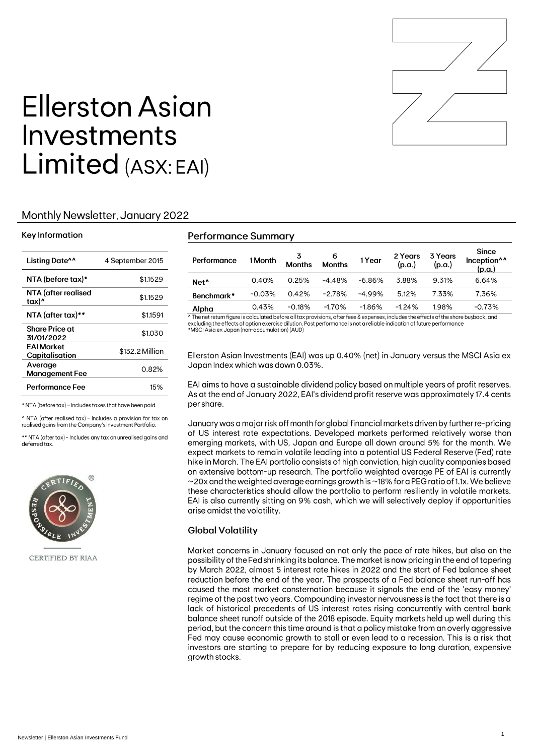# Ellerston Asian Investments Limited (ASX: EAI)

## Monthly Newsletter, January 2022

### Key Information

| | |
|---|---|
| Listing Date^^ | 4 September 2015 |
| NTA (before tax)* | $1.1529 |
| NTA (after realised tax)^ | $1.1529 |
| NTA (after tax)** | $1.1591 |
| Share Price at 31/01/2022 | $1.030 |
| EAI Market Capitalisation | $132.2 Million |
| Average Management Fee | 0.82% |
| Performance Fee | 15% |

* NTA (before tax) – Includes taxes that have been paid.

^ NTA (after realised tax) - Includes a provision for tax on realised gains from the Company's Investment Portfolio.

** NTA (after tax) - Includes any tax on unrealised gains and deferred tax.

CERTIFIED BY RIAA

### Performance Summary

| Performance | 1 Month | 3 Months | 6 Months | 1 Year | 2 Years (p.a.) | 3 Years (p.a.) | Since Inception^^ (p.a.) |
|---|---|---|---|---|---|---|---|
| Net^ | 0.40% | 0.25% | -4.48% | -6.86% | 3.88% | 9.31% | 6.64% |
| Benchmark* | -0.03% | 0.42% | -2.78% | -4.99% | 5.12% | 7.33% | 7.36% |
| Alpha | 0.43% | -0.18% | -1.70% | -1.86% | -1.24% | 1.98% | -0.73% |

^ The net return figure is calculated before all tax provisions, after fees & expenses, includes the effects of the share buyback, and excluding the effects of option exercise dilution. Past performance is not a reliable indication of future performance
*MSCI Asia ex Japan (non-accumulation) (AUD)

Ellerston Asian Investments (EAI) was up 0.40% (net) in January versus the MSCI Asia ex Japan Index which was down 0.03%.

EAI aims to have a sustainable dividend policy based on multiple years of profit reserves. As at the end of January 2022, EAI's dividend profit reserve was approximately 17.4 cents per share.

January was a major risk off month for global financial markets driven by further re-pricing of US interest rate expectations. Developed markets performed relatively worse than emerging markets, with US, Japan and Europe all down around 5% for the month. We expect markets to remain volatile leading into a potential US Federal Reserve (Fed) rate hike in March. The EAI portfolio consists of high conviction, high quality companies based on extensive bottom-up research. The portfolio weighted average PE of EAI is currently ~20x and the weighted average earnings growth is ~18% for a PEG ratio of 1.1x. We believe these characteristics should allow the portfolio to perform resiliently in volatile markets. EAI is also currently sitting on 9% cash, which we will selectively deploy if opportunities arise amidst the volatility.

### Global Volatility

Market concerns in January focused on not only the pace of rate hikes, but also on the possibility of the Fed shrinking its balance. The market is now pricing in the end of tapering by March 2022, almost 5 interest rate hikes in 2022 and the start of Fed balance sheet reduction before the end of the year. The prospects of a Fed balance sheet run-off has caused the most market consternation because it signals the end of the 'easy money' regime of the past two years. Compounding investor nervousness is the fact that there is a lack of historical precedents of US interest rates rising concurrently with central bank balance sheet runoff outside of the 2018 episode. Equity markets held up well during this period, but the concern this time around is that a policy mistake from an overly aggressive Fed may cause economic growth to stall or even lead to a recession. This is a risk that investors are starting to prepare for by reducing exposure to long duration, expensive growth stocks.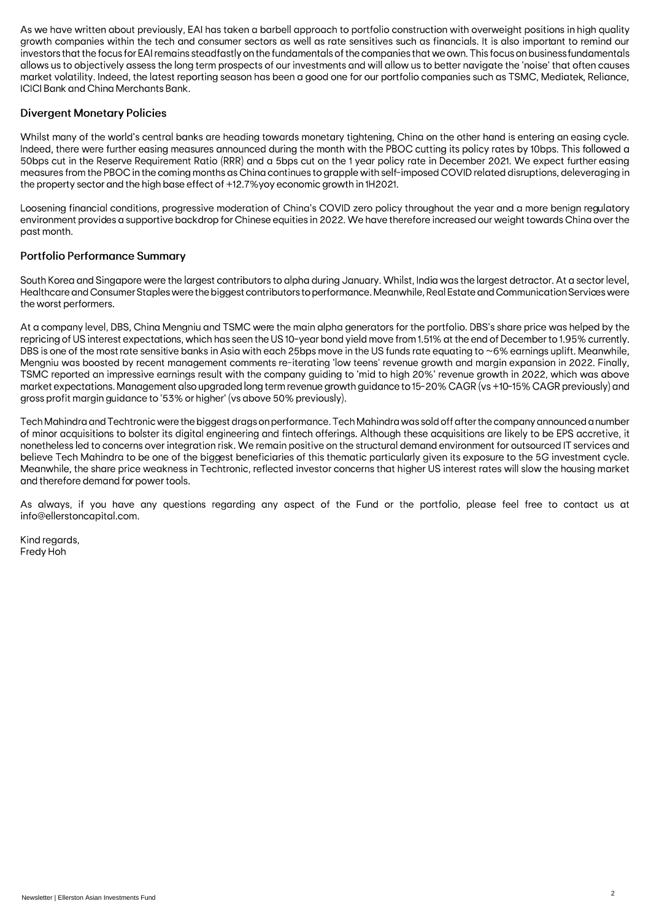As we have written about previously, EAI has taken a barbell approach to portfolio construction with overweight positions in high quality growth companies within the tech and consumer sectors as well as rate sensitives such as financials. It is also important to remind our investors that the focus for EAI remains steadfastly on the fundamentals of the companies that we own. This focus on business fundamentals allows us to objectively assess the long term prospects of our investments and will allow us to better navigate the 'noise' that often causes market volatility. Indeed, the latest reporting season has been a good one for our portfolio companies such as TSMC, Mediatek, Reliance, ICICI Bank and China Merchants Bank.

## Divergent Monetary Policies

Whilst many of the world's central banks are heading towards monetary tightening, China on the other hand is entering an easing cycle. Indeed, there were further easing measures announced during the month with the PBOC cutting its policy rates by 10bps. This followed a 50bps cut in the Reserve Requirement Ratio (RRR) and a 5bps cut on the 1 year policy rate in December 2021. We expect further easing measures from the PBOC in the coming months as China continues to grapple with self-imposed COVID related disruptions, deleveraging in the property sector and the high base effect of +12.7%yoy economic growth in 1H2021.

Loosening financial conditions, progressive moderation of China's COVID zero policy throughout the year and a more benign regulatory environment provides a supportive backdrop for Chinese equities in 2022. We have therefore increased our weight towards China over the past month.

## Portfolio Performance Summary

South Korea and Singapore were the largest contributors to alpha during January. Whilst, India was the largest detractor. At a sector level, Healthcare and Consumer Staples were the biggest contributors to performance. Meanwhile, Real Estate and Communication Services were the worst performers.

At a company level, DBS, China Mengniu and TSMC were the main alpha generators for the portfolio. DBS's share price was helped by the repricing of US interest expectations, which has seen the US 10-year bond yield move from 1.51% at the end of December to 1.95% currently. DBS is one of the most rate sensitive banks in Asia with each 25bps move in the US funds rate equating to ~6% earnings uplift. Meanwhile, Mengniu was boosted by recent management comments re-iterating 'low teens' revenue growth and margin expansion in 2022. Finally, TSMC reported an impressive earnings result with the company guiding to 'mid to high 20%' revenue growth in 2022, which was above market expectations. Management also upgraded long term revenue growth guidance to 15-20% CAGR (vs +10-15% CAGR previously) and gross profit margin guidance to '53% or higher' (vs above 50% previously).

Tech Mahindra and Techtronic were the biggest drags on performance. Tech Mahindra was sold off after the company announced a number of minor acquisitions to bolster its digital engineering and fintech offerings. Although these acquisitions are likely to be EPS accretive, it nonetheless led to concerns over integration risk. We remain positive on the structural demand environment for outsourced IT services and believe Tech Mahindra to be one of the biggest beneficiaries of this thematic particularly given its exposure to the 5G investment cycle. Meanwhile, the share price weakness in Techtronic, reflected investor concerns that higher US interest rates will slow the housing market and therefore demand for power tools.

As always, if you have any questions regarding any aspect of the Fund or the portfolio, please feel free to contact us at info@ellerstoncapital.com.

Kind regards,
Fredy Hoh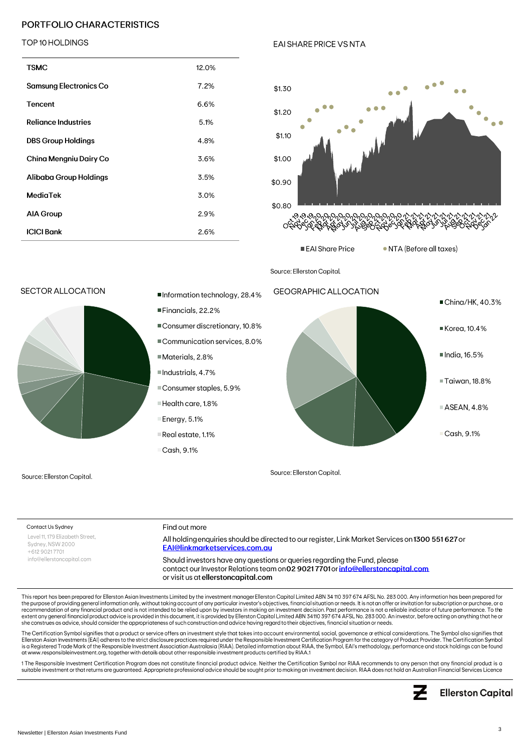## PORTFOLIO CHARACTERISTICS

### TOP 10 HOLDINGS

| | |
|---|---|
| **TSMC** | 12.0% |
| **Samsung Electronics Co** | 7.2% |
| **Tencent** | 6.6% |
| **Reliance Industries** | 5.1% |
| **DBS Group Holdings** | 4.8% |
| **China Mengniu Dairy Co** | 3.6% |
| **Alibaba Group Holdings** | 3.5% |
| **MediaTek** | 3.0% |
| **AIA Group** | 2.9% |
| **ICICI Bank** | 2.6% |

### EAI SHARE PRICE VS NTA

$1.30
$1.20
$1.10
$1.00
$0.90
$0.80

Oct 19, Nov 19, Dec 19, Jan 20, Feb 20, Mar 20, Apr 20, May 20, Jun 20, Jul 20, Aug 20, Sep 20, Oct 20, Nov 20, Dec 20, Jan 21, Feb 21, Mar 21, Apr 21, May 21, Jun 21, Jul 21, Aug 21, Sep 21, Oct 21, Nov 21, Dec 21, Jan 22

EAI Share Price
NTA (Before all taxes)

Source: Ellerston Capital.

### SECTOR ALLOCATION

Information technology, 28.4%
Financials, 22.2%
Consumer discretionary, 10.8%
Communication services, 8.0%
Materials, 2.8%
Industrials, 4.7%
Consumer staples, 5.9%
Health care, 1.8%
Energy, 5.1%
Real estate, 1.1%
Cash, 9.1%

Source: Ellerston Capital.

### GEOGRAPHIC ALLOCATION

China/HK, 40.3%
Korea, 10.4%
India, 16.5%
Taiwan, 18.8%
ASEAN, 4.8%
Cash, 9.1%

Source: Ellerston Capital.

---

**Contact Us Sydney**

Level 11, 179 Elizabeth Street,
Sydney, NSW 2000
+612 9021 7701
info@ellerstoncapital.com

**Find out more**

All holding enquiries should be directed to our register, Link Market Services on **1300 551 627** or **EAI@linkmarketservices.com.au**

Should investors have any questions or queries regarding the Fund, please contact our Investor Relations team on **02 9021 7701** or **info@ellerstoncapital.com** or visit us at **ellerstoncapital.com**

---

This report has been prepared for Ellerston Asian Investments Limited by the investment manager Ellerston Capital Limited ABN 34 110 397 674 AFSL No. 283 000. Any information has been prepared for the purpose of providing general information only, without taking account of any particular investor's objectives, financial situation or needs. It is not an offer or invitation for subscription or purchase, or a recommendation of any financial product and is not intended to be relied upon by investors in making an investment decision. Past performance is not a reliable indicator of future performance. To the extent any general financial product advice is provided in this document, it is provided by Ellerston Capital Limited ABN 34110 397 674 AFSL No. 283 000. An investor, before acting on anything that he or she construes as advice, should consider the appropriateness of such construction and advice having regard to their objectives, financial situation or needs.

The Certification Symbol signifies that a product or service offers an investment style that takes into account environmental, social, governance or ethical considerations. The Symbol also signifies that Ellerston Asian Investments (EAI) adheres to the strict disclosure practices required under the Responsible Investment Certification Program for the category of Product Provider. The Certification Symbol is a Registered Trade Mark of the Responsible Investment Association Australasia (RIAA). Detailed information about RIAA, the Symbol, EAI's methodology, performance and stock holdings can be found at www.responsibleinvestment.org, together with details about other responsible investment products certified by RIAA.1

1 The Responsible Investment Certification Program does not constitute financial product advice. Neither the Certification Symbol nor RIAA recommends to any person that any financial product is a suitable investment or that returns are guaranteed. Appropriate professional advice should be sought prior to making an investment decision. RIAA does not hold an Australian Financial Services Licence

Ellerston Capital